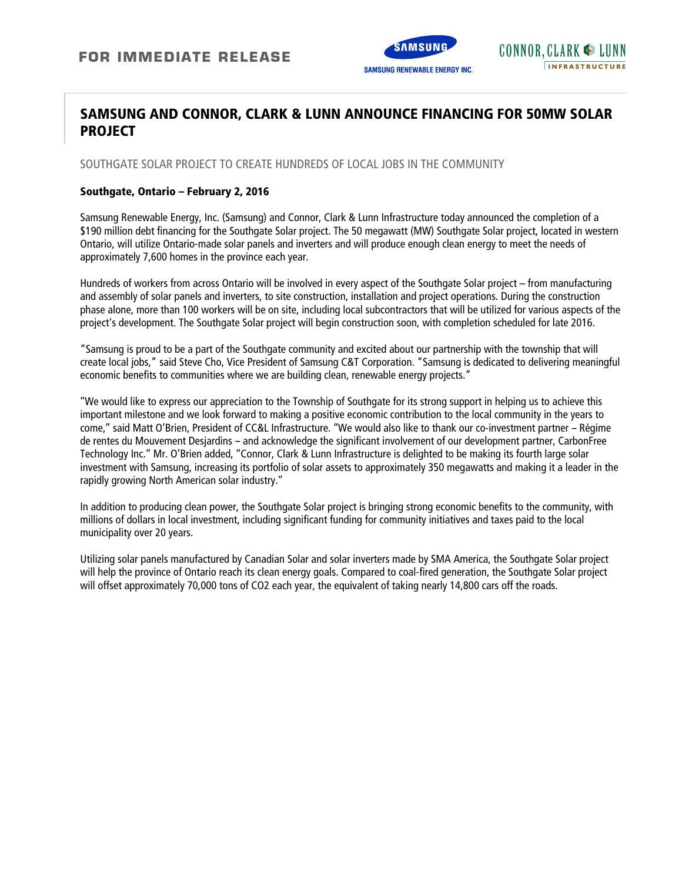FOR IMMEDIATE RELEASE

SAMSUNG RENEWABLE ENERGY INC.

CONNOR, CLARK & LUNN INFRASTRUCTURE

# SAMSUNG AND CONNOR, CLARK & LUNN ANNOUNCE FINANCING FOR 50MW SOLAR PROJECT

## SOUTHGATE SOLAR PROJECT TO CREATE HUNDREDS OF LOCAL JOBS IN THE COMMUNITY

**Southgate, Ontario – February 2, 2016**

Samsung Renewable Energy, Inc. (Samsung) and Connor, Clark & Lunn Infrastructure today announced the completion of a $190 million debt financing for the Southgate Solar project. The 50 megawatt (MW) Southgate Solar project, located in western Ontario, will utilize Ontario-made solar panels and inverters and will produce enough clean energy to meet the needs of approximately 7,600 homes in the province each year.

Hundreds of workers from across Ontario will be involved in every aspect of the Southgate Solar project – from manufacturing and assembly of solar panels and inverters, to site construction, installation and project operations. During the construction phase alone, more than 100 workers will be on site, including local subcontractors that will be utilized for various aspects of the project's development. The Southgate Solar project will begin construction soon, with completion scheduled for late 2016.

"Samsung is proud to be a part of the Southgate community and excited about our partnership with the township that will create local jobs," said Steve Cho, Vice President of Samsung C&T Corporation. "Samsung is dedicated to delivering meaningful economic benefits to communities where we are building clean, renewable energy projects."

"We would like to express our appreciation to the Township of Southgate for its strong support in helping us to achieve this important milestone and we look forward to making a positive economic contribution to the local community in the years to come," said Matt O'Brien, President of CC&L Infrastructure. "We would also like to thank our co-investment partner – Régime de rentes du Mouvement Desjardins – and acknowledge the significant involvement of our development partner, CarbonFree Technology Inc." Mr. O'Brien added, "Connor, Clark & Lunn Infrastructure is delighted to be making its fourth large solar investment with Samsung, increasing its portfolio of solar assets to approximately 350 megawatts and making it a leader in the rapidly growing North American solar industry."

In addition to producing clean power, the Southgate Solar project is bringing strong economic benefits to the community, with millions of dollars in local investment, including significant funding for community initiatives and taxes paid to the local municipality over 20 years.

Utilizing solar panels manufactured by Canadian Solar and solar inverters made by SMA America, the Southgate Solar project will help the province of Ontario reach its clean energy goals. Compared to coal-fired generation, the Southgate Solar project will offset approximately 70,000 tons of $CO_2$ each year, the equivalent of taking nearly 14,800 cars off the roads.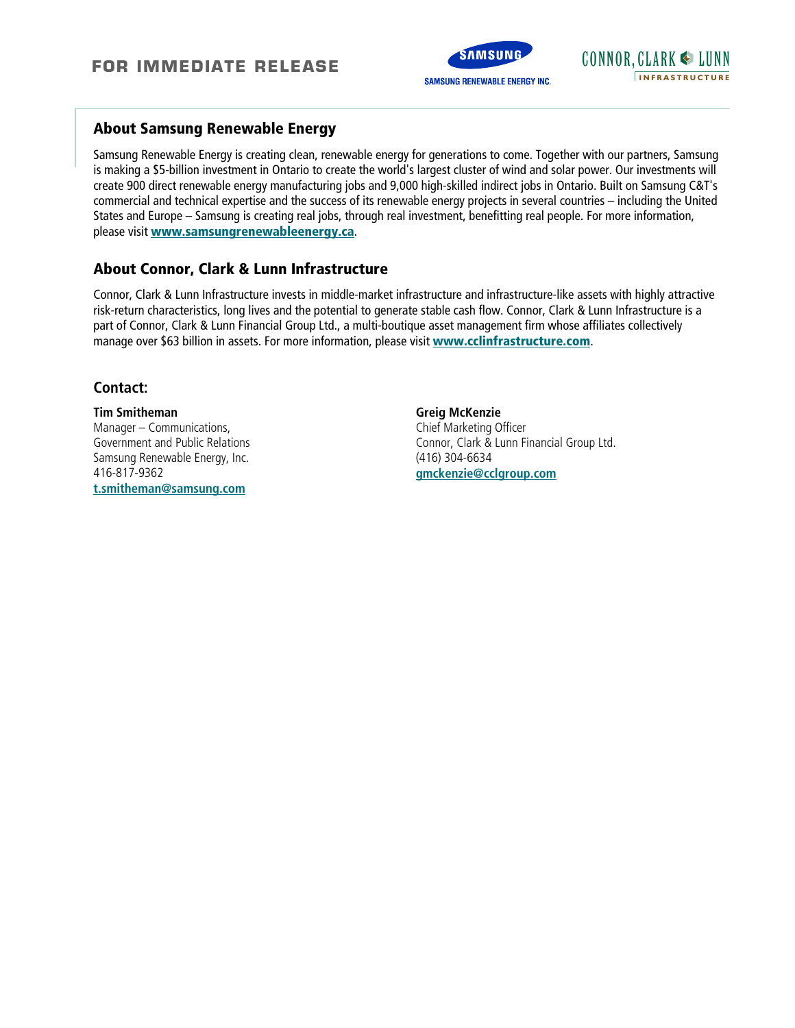FOR IMMEDIATE RELEASE

## About Samsung Renewable Energy

Samsung Renewable Energy is creating clean, renewable energy for generations to come. Together with our partners, Samsung is making a $5-billion investment in Ontario to create the world's largest cluster of wind and solar power. Our investments will create 900 direct renewable energy manufacturing jobs and 9,000 high-skilled indirect jobs in Ontario. Built on Samsung C&T's commercial and technical expertise and the success of its renewable energy projects in several countries – including the United States and Europe – Samsung is creating real jobs, through real investment, benefitting real people. For more information, please visit **www.samsungrenewableenergy.ca**.

## About Connor, Clark & Lunn Infrastructure

Connor, Clark & Lunn Infrastructure invests in middle-market infrastructure and infrastructure-like assets with highly attractive risk-return characteristics, long lives and the potential to generate stable cash flow. Connor, Clark & Lunn Infrastructure is a part of Connor, Clark & Lunn Financial Group Ltd., a multi-boutique asset management firm whose affiliates collectively manage over $63 billion in assets. For more information, please visit **www.cclinfrastructure.com**.

## Contact:

**Tim Smitheman**
Manager – Communications,
Government and Public Relations
Samsung Renewable Energy, Inc.
416-817-9362
**t.smitheman@samsung.com**

**Greig McKenzie**
Chief Marketing Officer
Connor, Clark & Lunn Financial Group Ltd.
(416) 304-6634
**gmckenzie@cclgroup.com**